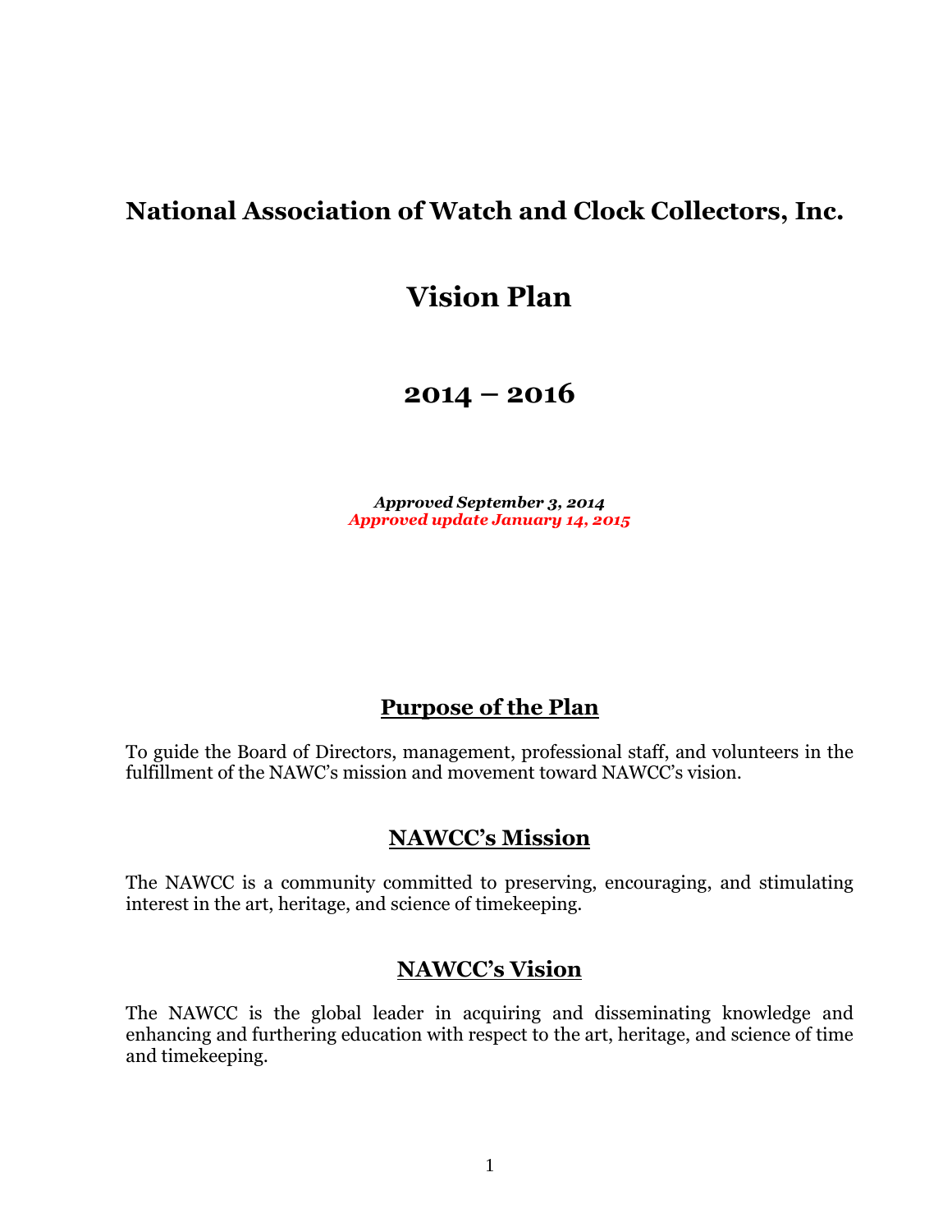# National Association of Watch and Clock Collectors, Inc.

# Vision Plan

# 2014 – 2016

***Approved September 3, 2014***
***Approved update January 14, 2015***

## Purpose of the Plan

To guide the Board of Directors, management, professional staff, and volunteers in the fulfillment of the NAWC's mission and movement toward NAWCC's vision.

## NAWCC's Mission

The NAWCC is a community committed to preserving, encouraging, and stimulating interest in the art, heritage, and science of timekeeping.

## NAWCC's Vision

The NAWCC is the global leader in acquiring and disseminating knowledge and enhancing and furthering education with respect to the art, heritage, and science of time and timekeeping.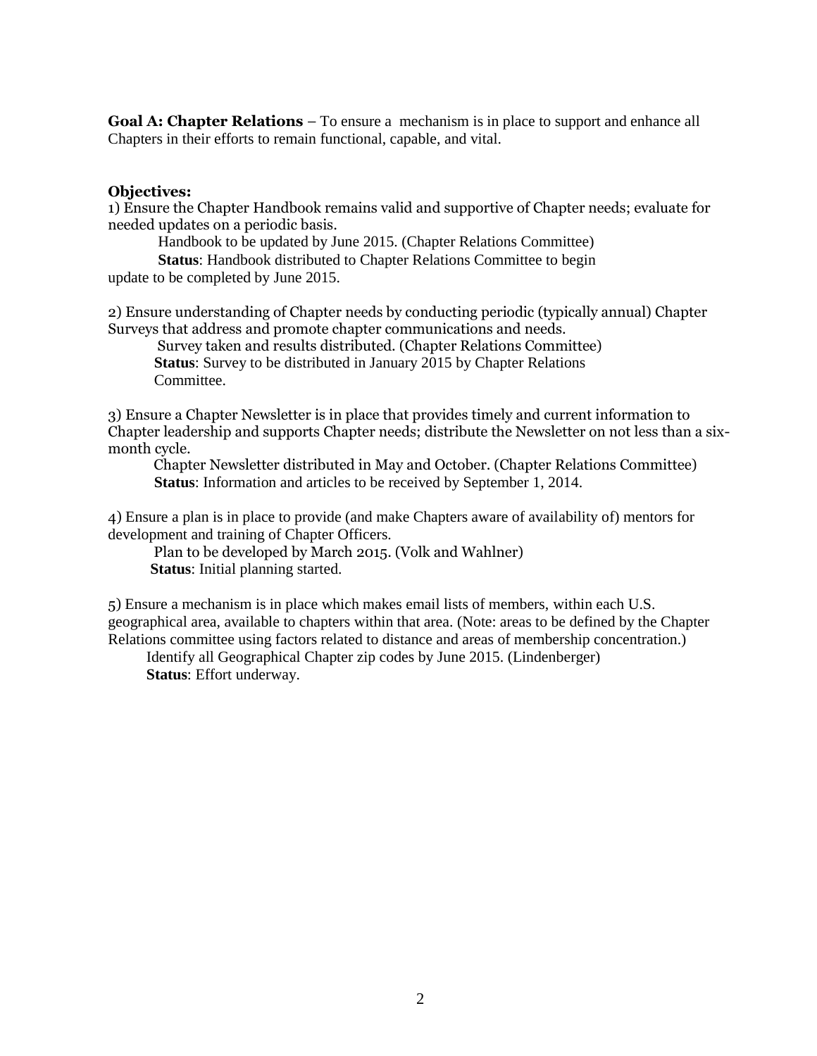**Goal A: Chapter Relations** – To ensure a mechanism is in place to support and enhance all Chapters in their efforts to remain functional, capable, and vital.

**Objectives:**

1) Ensure the Chapter Handbook remains valid and supportive of Chapter needs; evaluate for needed updates on a periodic basis.

Handbook to be updated by June 2015. (Chapter Relations Committee)

**Status**: Handbook distributed to Chapter Relations Committee to begin update to be completed by June 2015.

2) Ensure understanding of Chapter needs by conducting periodic (typically annual) Chapter Surveys that address and promote chapter communications and needs.

Survey taken and results distributed. (Chapter Relations Committee)

**Status**: Survey to be distributed in January 2015 by Chapter Relations Committee.

3) Ensure a Chapter Newsletter is in place that provides timely and current information to Chapter leadership and supports Chapter needs; distribute the Newsletter on not less than a six-month cycle.

Chapter Newsletter distributed in May and October. (Chapter Relations Committee)

**Status**: Information and articles to be received by September 1, 2014.

4) Ensure a plan is in place to provide (and make Chapters aware of availability of) mentors for development and training of Chapter Officers.

Plan to be developed by March 2015. (Volk and Wahlner)

**Status**: Initial planning started.

5) Ensure a mechanism is in place which makes email lists of members, within each U.S. geographical area, available to chapters within that area. (Note: areas to be defined by the Chapter Relations committee using factors related to distance and areas of membership concentration.)

Identify all Geographical Chapter zip codes by June 2015. (Lindenberger)

**Status**: Effort underway.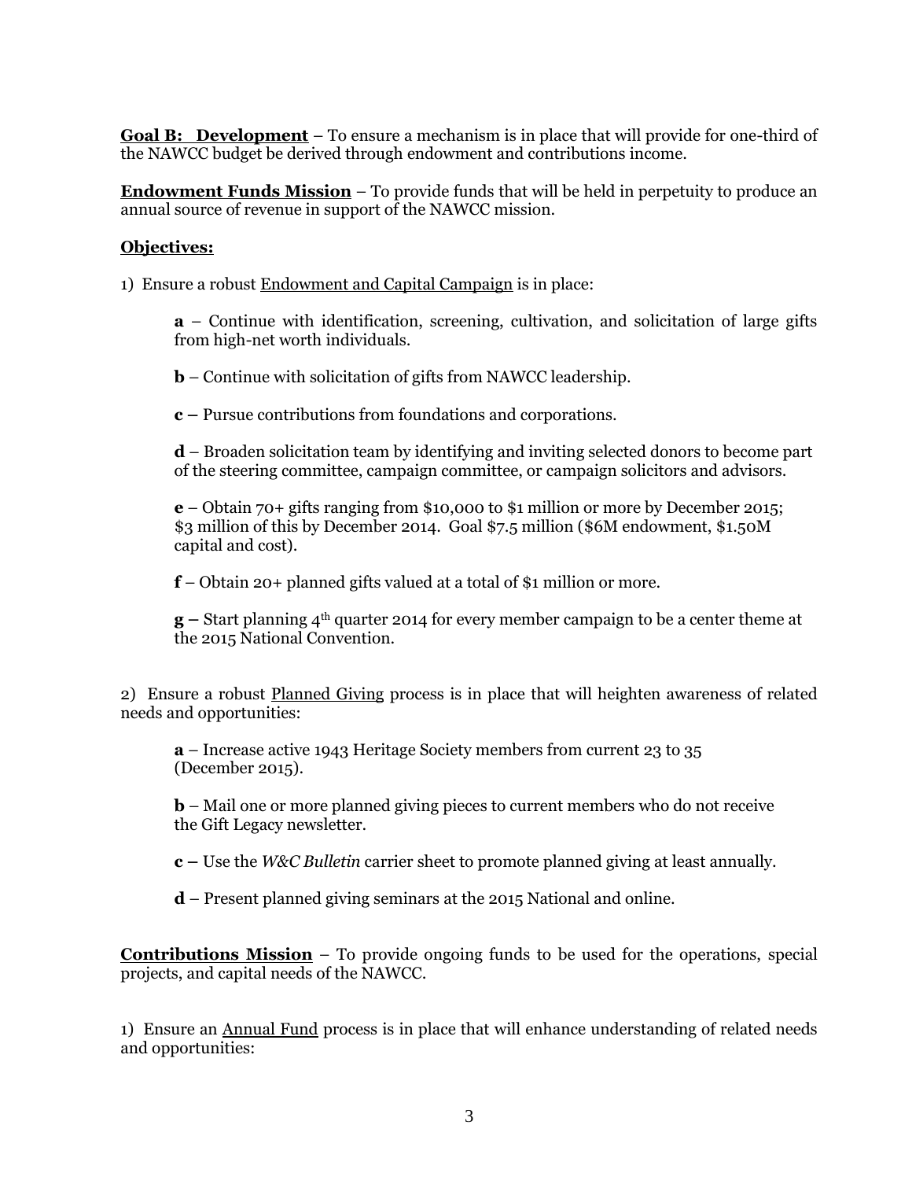**Goal B: Development** – To ensure a mechanism is in place that will provide for one-third of the NAWCC budget be derived through endowment and contributions income.

**Endowment Funds Mission** – To provide funds that will be held in perpetuity to produce an annual source of revenue in support of the NAWCC mission.

**Objectives:**

1) Ensure a robust Endowment and Capital Campaign is in place:

> **a** – Continue with identification, screening, cultivation, and solicitation of large gifts from high-net worth individuals.
>
> **b** – Continue with solicitation of gifts from NAWCC leadership.
>
> **c –** Pursue contributions from foundations and corporations.
>
> **d** – Broaden solicitation team by identifying and inviting selected donors to become part of the steering committee, campaign committee, or campaign solicitors and advisors.
>
> **e** – Obtain 70+ gifts ranging from $10,000 to $1 million or more by December 2015; $3 million of this by December 2014. Goal $7.5 million ($6M endowment, $1.50M capital and cost).
>
> **f** – Obtain 20+ planned gifts valued at a total of $1 million or more.
>
> **g –** Start planning 4th quarter 2014 for every member campaign to be a center theme at the 2015 National Convention.

2) Ensure a robust Planned Giving process is in place that will heighten awareness of related needs and opportunities:

> **a** – Increase active 1943 Heritage Society members from current 23 to 35 (December 2015).
>
> **b** – Mail one or more planned giving pieces to current members who do not receive the Gift Legacy newsletter.
>
> **c –** Use the *W&C Bulletin* carrier sheet to promote planned giving at least annually.
>
> **d** – Present planned giving seminars at the 2015 National and online.

**Contributions Mission** – To provide ongoing funds to be used for the operations, special projects, and capital needs of the NAWCC.

1) Ensure an Annual Fund process is in place that will enhance understanding of related needs and opportunities: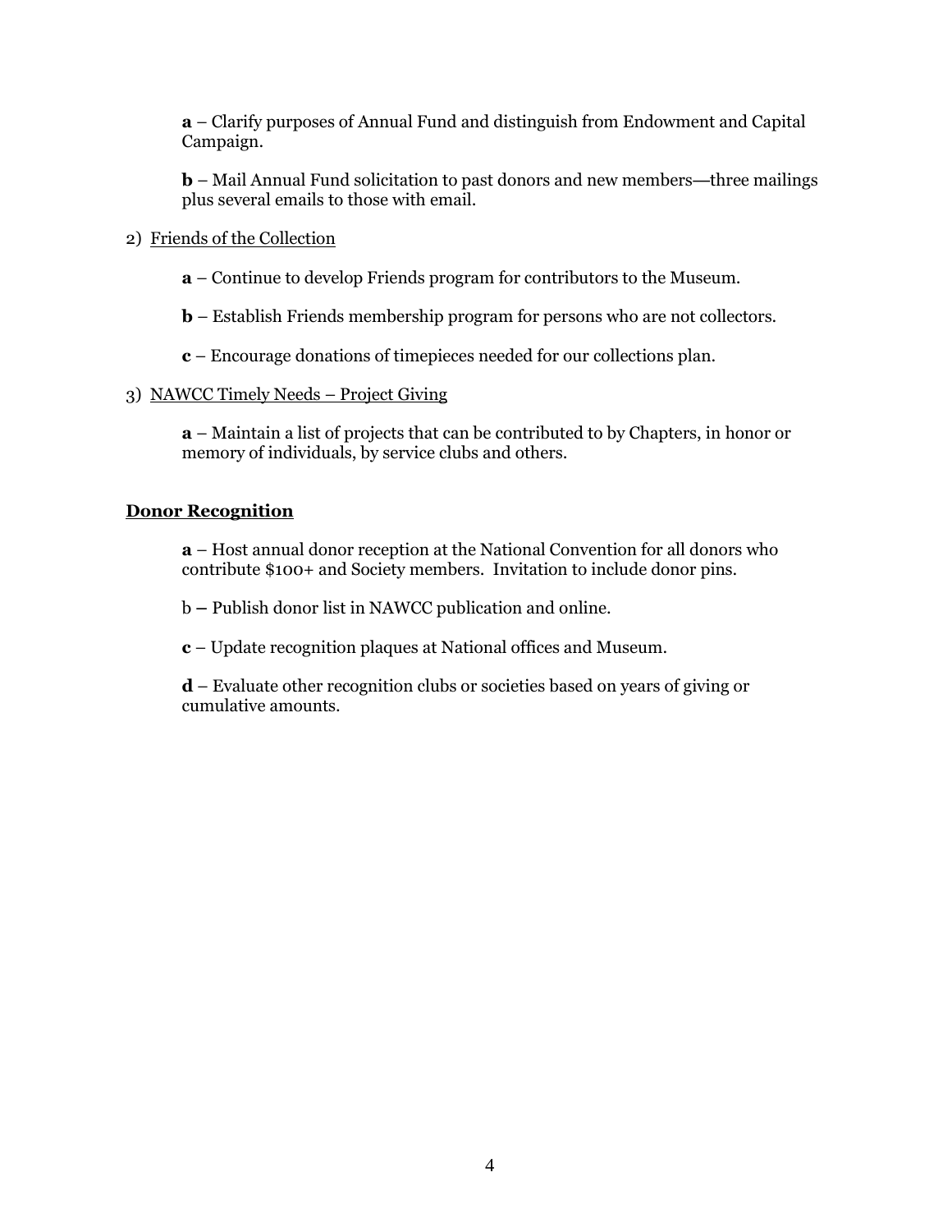**a** – Clarify purposes of Annual Fund and distinguish from Endowment and Capital Campaign.

**b** – Mail Annual Fund solicitation to past donors and new members—three mailings plus several emails to those with email.

2) Friends of the Collection

**a** – Continue to develop Friends program for contributors to the Museum.

**b** – Establish Friends membership program for persons who are not collectors.

**c** – Encourage donations of timepieces needed for our collections plan.

3) NAWCC Timely Needs – Project Giving

**a** – Maintain a list of projects that can be contributed to by Chapters, in honor or memory of individuals, by service clubs and others.

**Donor Recognition**

**a** – Host annual donor reception at the National Convention for all donors who contribute $100+ and Society members. Invitation to include donor pins.

b – Publish donor list in NAWCC publication and online.

**c** – Update recognition plaques at National offices and Museum.

**d** – Evaluate other recognition clubs or societies based on years of giving or cumulative amounts.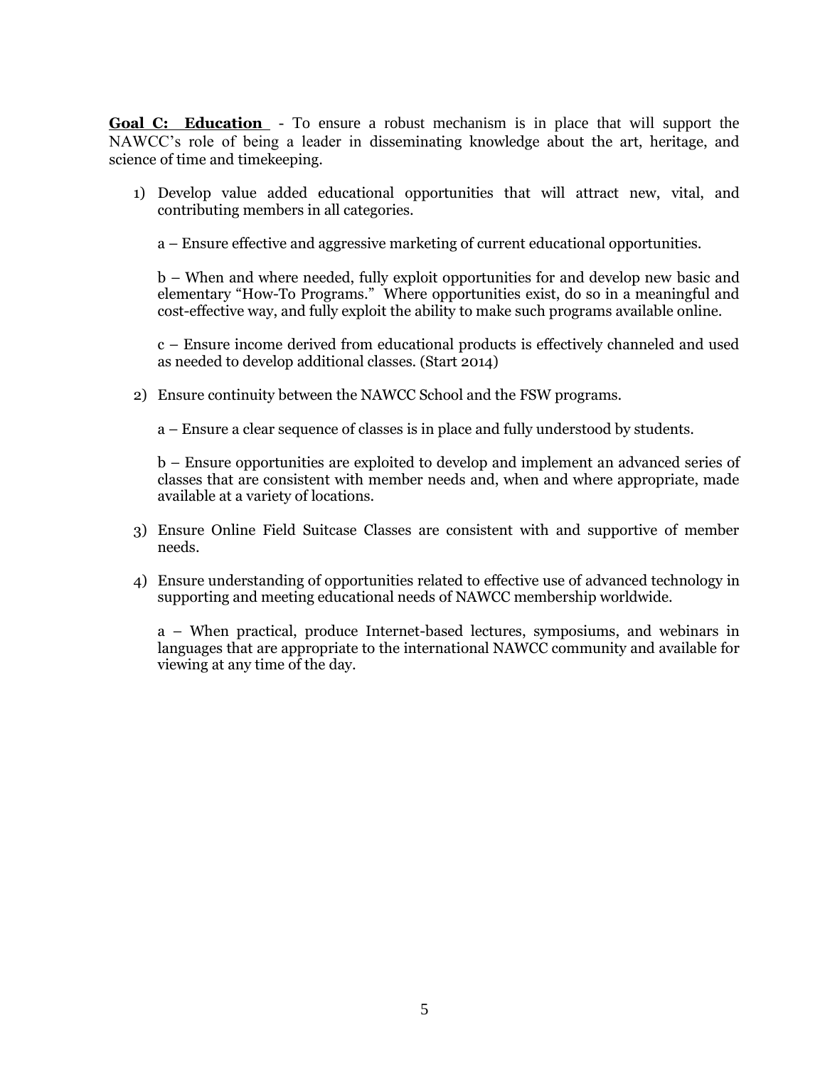**Goal C: Education** - To ensure a robust mechanism is in place that will support the NAWCC's role of being a leader in disseminating knowledge about the art, heritage, and science of time and timekeeping.

1) Develop value added educational opportunities that will attract new, vital, and contributing members in all categories.

   a – Ensure effective and aggressive marketing of current educational opportunities.

   b – When and where needed, fully exploit opportunities for and develop new basic and elementary "How-To Programs." Where opportunities exist, do so in a meaningful and cost-effective way, and fully exploit the ability to make such programs available online.

   c – Ensure income derived from educational products is effectively channeled and used as needed to develop additional classes. (Start 2014)

2) Ensure continuity between the NAWCC School and the FSW programs.

   a – Ensure a clear sequence of classes is in place and fully understood by students.

   b – Ensure opportunities are exploited to develop and implement an advanced series of classes that are consistent with member needs and, when and where appropriate, made available at a variety of locations.

3) Ensure Online Field Suitcase Classes are consistent with and supportive of member needs.

4) Ensure understanding of opportunities related to effective use of advanced technology in supporting and meeting educational needs of NAWCC membership worldwide.

   a – When practical, produce Internet-based lectures, symposiums, and webinars in languages that are appropriate to the international NAWCC community and available for viewing at any time of the day.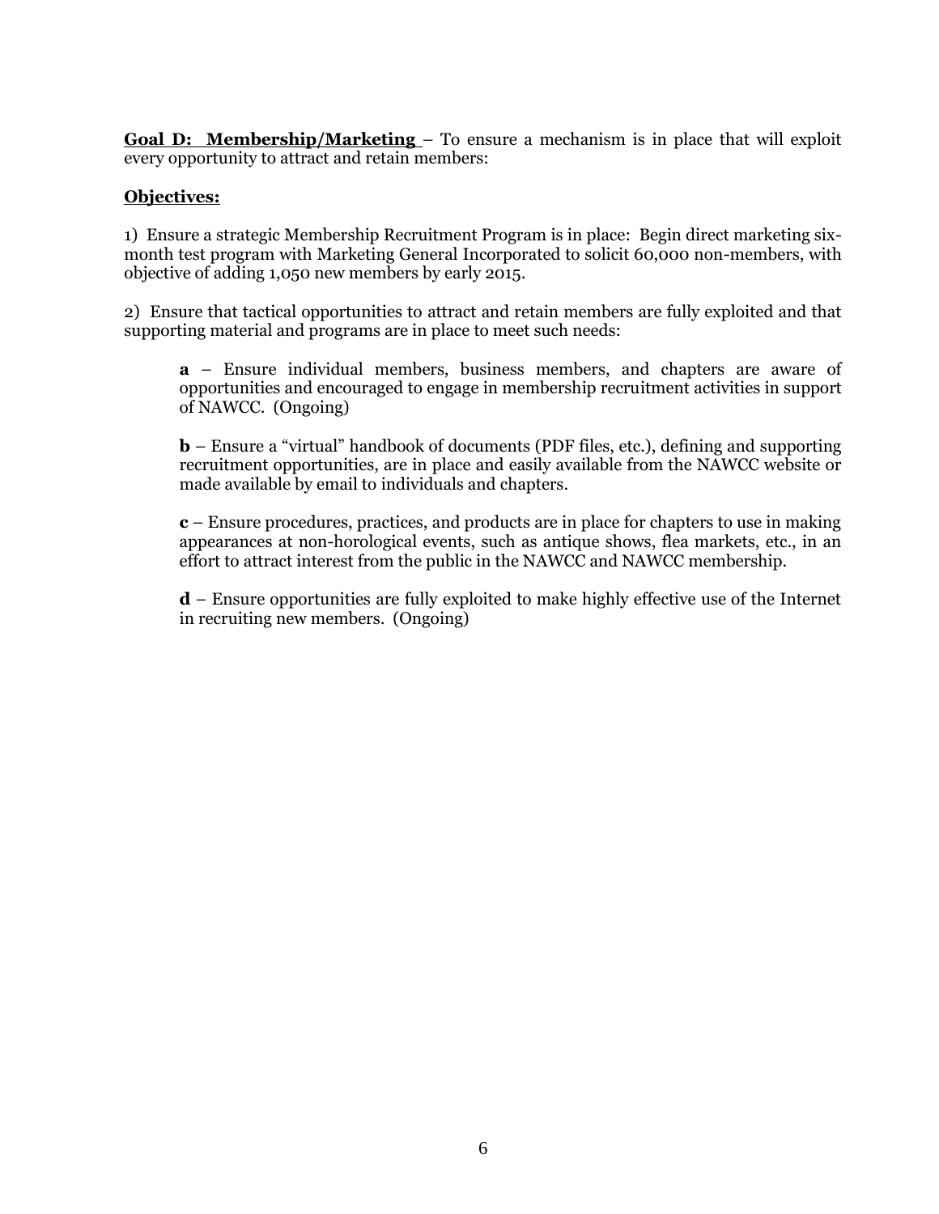**Goal D: Membership/Marketing** – To ensure a mechanism is in place that will exploit every opportunity to attract and retain members:

**Objectives:**

1) Ensure a strategic Membership Recruitment Program is in place: Begin direct marketing six-month test program with Marketing General Incorporated to solicit 60,000 non-members, with objective of adding 1,050 new members by early 2015.

2) Ensure that tactical opportunities to attract and retain members are fully exploited and that supporting material and programs are in place to meet such needs:

> **a** – Ensure individual members, business members, and chapters are aware of opportunities and encouraged to engage in membership recruitment activities in support of NAWCC. (Ongoing)
>
> **b** – Ensure a "virtual" handbook of documents (PDF files, etc.), defining and supporting recruitment opportunities, are in place and easily available from the NAWCC website or made available by email to individuals and chapters.
>
> **c** – Ensure procedures, practices, and products are in place for chapters to use in making appearances at non-horological events, such as antique shows, flea markets, etc., in an effort to attract interest from the public in the NAWCC and NAWCC membership.
>
> **d** – Ensure opportunities are fully exploited to make highly effective use of the Internet in recruiting new members. (Ongoing)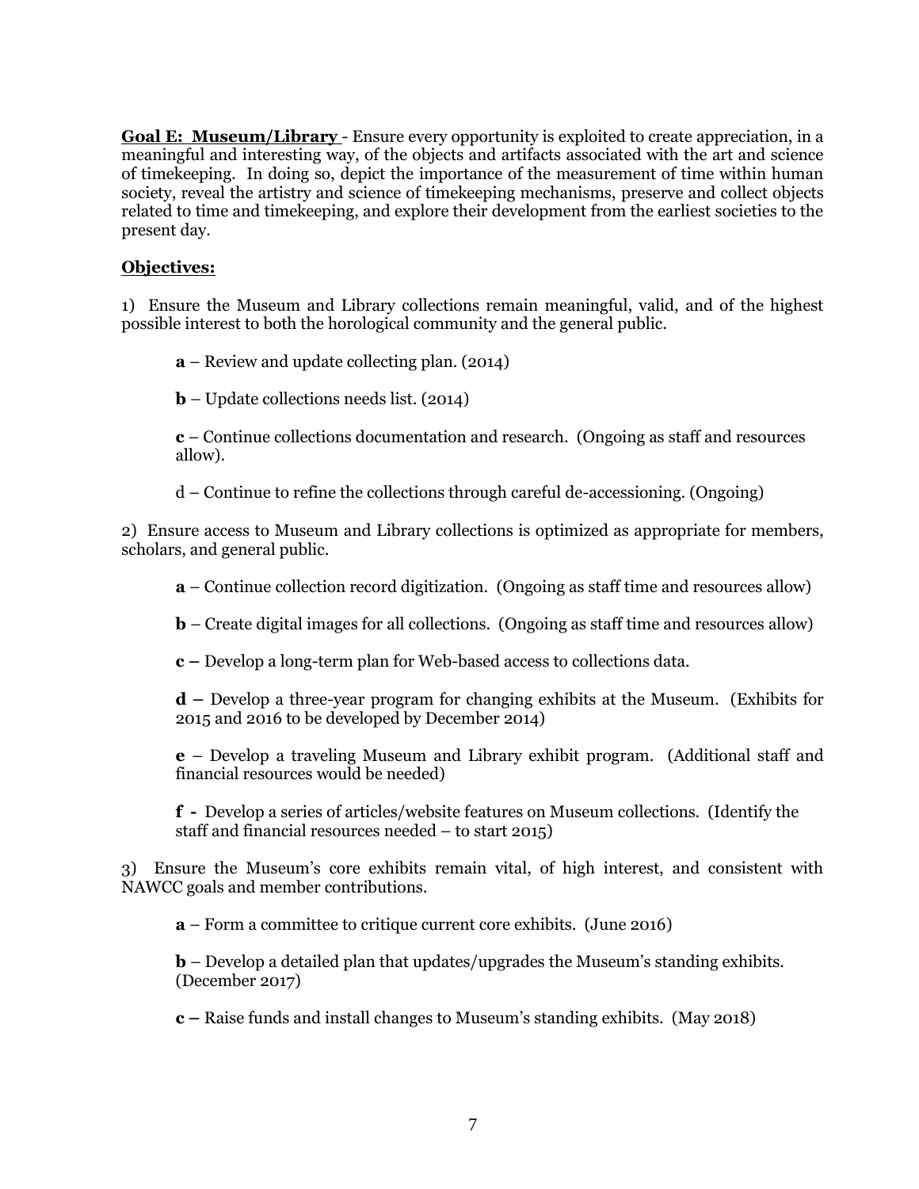**Goal E: Museum/Library** - Ensure every opportunity is exploited to create appreciation, in a meaningful and interesting way, of the objects and artifacts associated with the art and science of timekeeping. In doing so, depict the importance of the measurement of time within human society, reveal the artistry and science of timekeeping mechanisms, preserve and collect objects related to time and timekeeping, and explore their development from the earliest societies to the present day.

**Objectives:**

1) Ensure the Museum and Library collections remain meaningful, valid, and of the highest possible interest to both the horological community and the general public.

> **a** – Review and update collecting plan. (2014)
>
> **b** – Update collections needs list. (2014)
>
> **c** – Continue collections documentation and research. (Ongoing as staff and resources allow).
>
> d – Continue to refine the collections through careful de-accessioning. (Ongoing)

2) Ensure access to Museum and Library collections is optimized as appropriate for members, scholars, and general public.

> **a** – Continue collection record digitization. (Ongoing as staff time and resources allow)
>
> **b** – Create digital images for all collections. (Ongoing as staff time and resources allow)
>
> **c –** Develop a long-term plan for Web-based access to collections data.
>
> **d –** Develop a three-year program for changing exhibits at the Museum. (Exhibits for 2015 and 2016 to be developed by December 2014)
>
> **e** – Develop a traveling Museum and Library exhibit program. (Additional staff and financial resources would be needed)
>
> **f -** Develop a series of articles/website features on Museum collections. (Identify the staff and financial resources needed – to start 2015)

3) Ensure the Museum's core exhibits remain vital, of high interest, and consistent with NAWCC goals and member contributions.

> **a** – Form a committee to critique current core exhibits. (June 2016)
>
> **b** – Develop a detailed plan that updates/upgrades the Museum's standing exhibits. (December 2017)
>
> **c –** Raise funds and install changes to Museum's standing exhibits. (May 2018)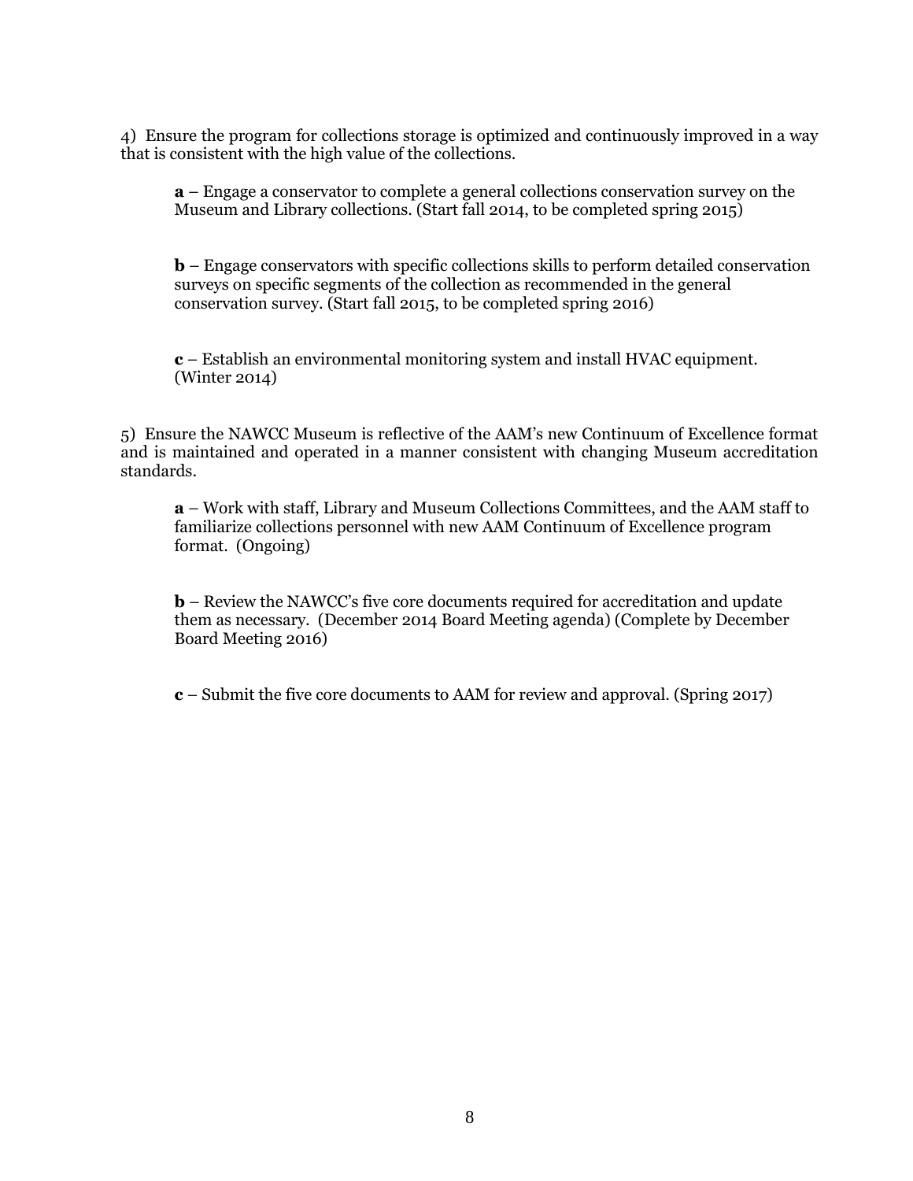4) Ensure the program for collections storage is optimized and continuously improved in a way that is consistent with the high value of the collections.

> **a** – Engage a conservator to complete a general collections conservation survey on the Museum and Library collections. (Start fall 2014, to be completed spring 2015)
>
> **b** – Engage conservators with specific collections skills to perform detailed conservation surveys on specific segments of the collection as recommended in the general conservation survey. (Start fall 2015, to be completed spring 2016)
>
> **c** – Establish an environmental monitoring system and install HVAC equipment. (Winter 2014)

5) Ensure the NAWCC Museum is reflective of the AAM's new Continuum of Excellence format and is maintained and operated in a manner consistent with changing Museum accreditation standards.

> **a** – Work with staff, Library and Museum Collections Committees, and the AAM staff to familiarize collections personnel with new AAM Continuum of Excellence program format. (Ongoing)
>
> **b** – Review the NAWCC's five core documents required for accreditation and update them as necessary. (December 2014 Board Meeting agenda) (Complete by December Board Meeting 2016)
>
> **c** – Submit the five core documents to AAM for review and approval. (Spring 2017)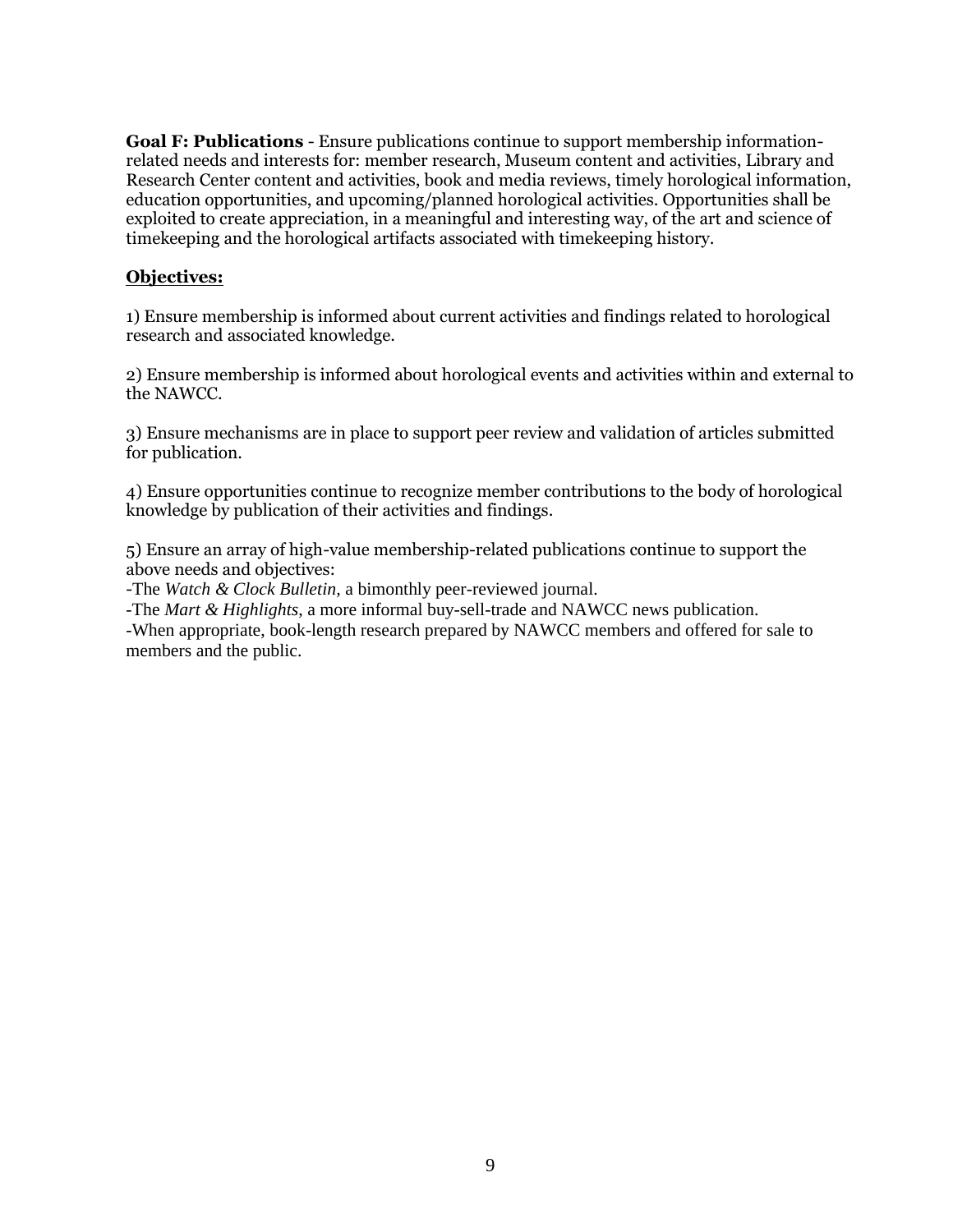**Goal F: Publications** - Ensure publications continue to support membership information-related needs and interests for: member research, Museum content and activities, Library and Research Center content and activities, book and media reviews, timely horological information, education opportunities, and upcoming/planned horological activities. Opportunities shall be exploited to create appreciation, in a meaningful and interesting way, of the art and science of timekeeping and the horological artifacts associated with timekeeping history.

**Objectives:**

1) Ensure membership is informed about current activities and findings related to horological research and associated knowledge.

2) Ensure membership is informed about horological events and activities within and external to the NAWCC.

3) Ensure mechanisms are in place to support peer review and validation of articles submitted for publication.

4) Ensure opportunities continue to recognize member contributions to the body of horological knowledge by publication of their activities and findings.

5) Ensure an array of high-value membership-related publications continue to support the above needs and objectives:
-The *Watch & Clock Bulletin,* a bimonthly peer-reviewed journal.
-The *Mart & Highlights,* a more informal buy-sell-trade and NAWCC news publication.
-When appropriate, book-length research prepared by NAWCC members and offered for sale to members and the public.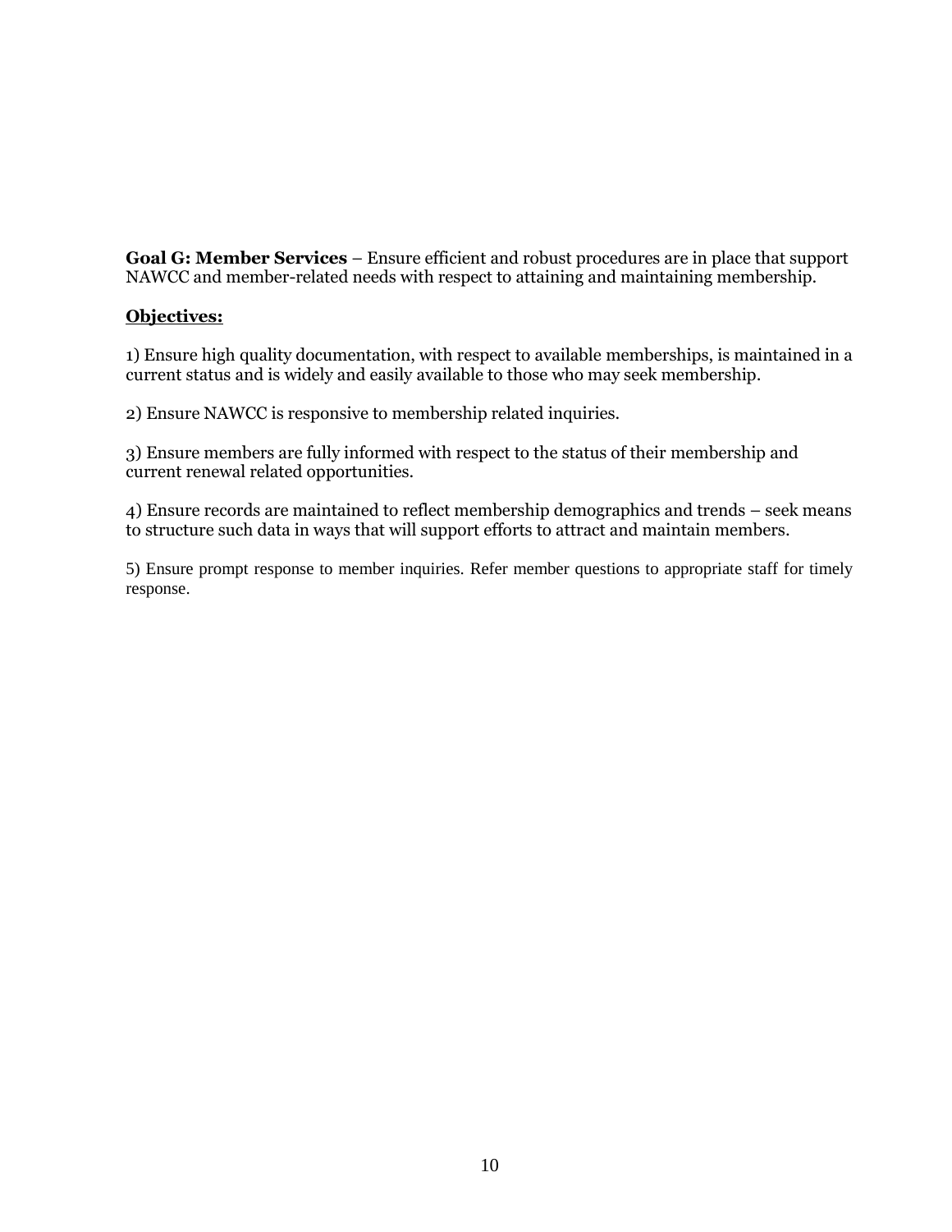**Goal G: Member Services** – Ensure efficient and robust procedures are in place that support NAWCC and member-related needs with respect to attaining and maintaining membership.

**Objectives:**

1) Ensure high quality documentation, with respect to available memberships, is maintained in a current status and is widely and easily available to those who may seek membership.

2) Ensure NAWCC is responsive to membership related inquiries.

3) Ensure members are fully informed with respect to the status of their membership and current renewal related opportunities.

4) Ensure records are maintained to reflect membership demographics and trends – seek means to structure such data in ways that will support efforts to attract and maintain members.

5) Ensure prompt response to member inquiries. Refer member questions to appropriate staff for timely response.